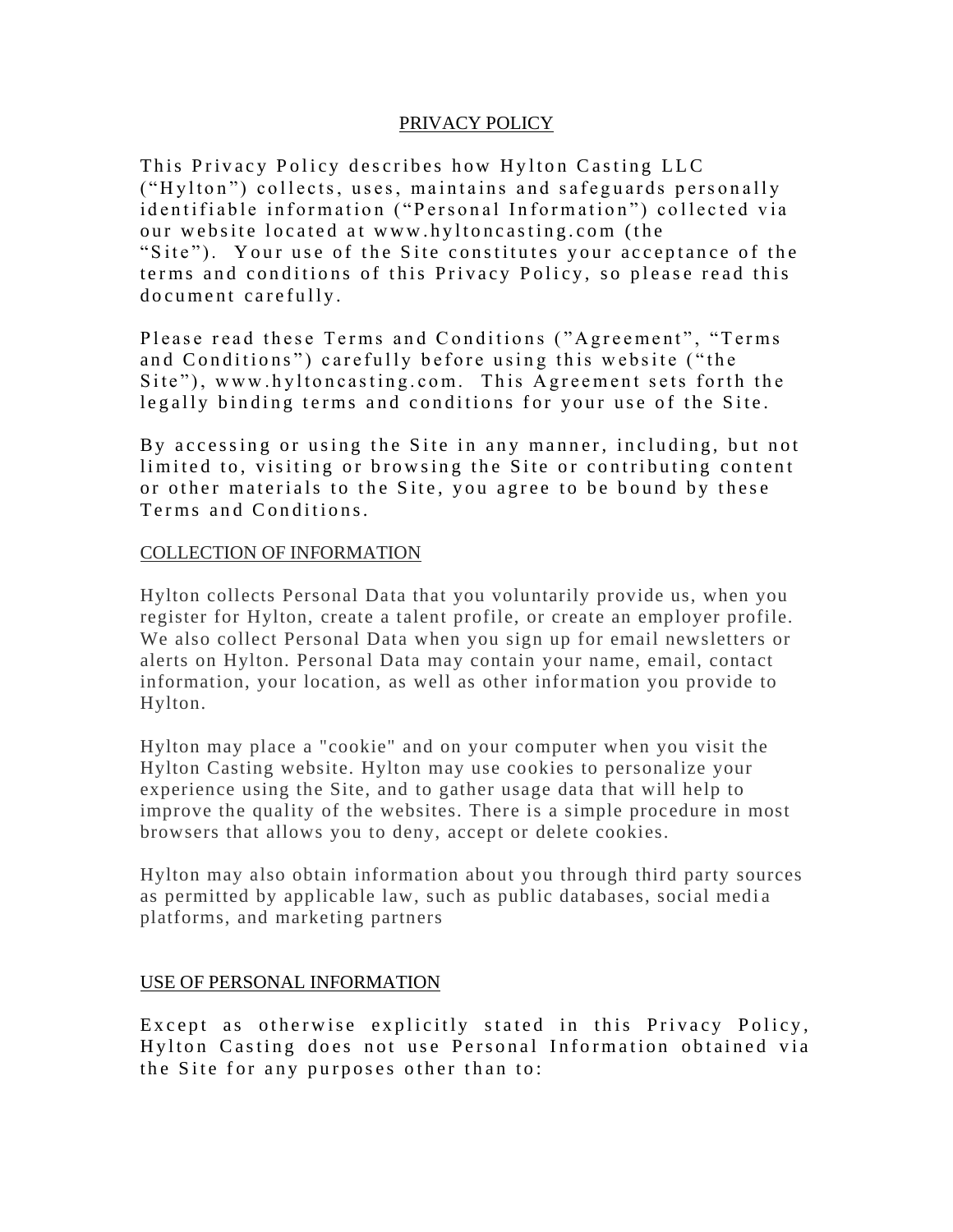# PRIVACY POLICY

This Privacy Policy describes how Hylton Casting LLC ("Hylton") collects, uses, maintains and safeguards personally identifiable information ("Personal Information") collected via our website located at www.hyltoncasting.com (the "Site"). Your use of the Site constitutes your acceptance of the terms and conditions of this Privacy Policy, so please read this document carefully.

Please read these Terms and Conditions ("Agreement", "Terms and Conditions") carefully before using this website ("the Site"), www.hyltoncasting.com. This Agreement sets forth the legally binding terms and conditions for your use of the Site.

By accessing or using the Site in any manner, including, but not limited to, visiting or browsing the Site or contributing content or other materials to the Site, you agree to be bound by these Terms and Conditions.

## COLLECTION OF INFORMATION

Hylton collects Personal Data that you voluntarily provide us, when you register for Hylton, create a talent profile, or create an employer profile. We also collect Personal Data when you sign up for email newsletters or alerts on Hylton. Personal Data may contain your name, email, contact information, your location, as well as other information you provide to Hylton.

Hylton may place a "cookie" and on your computer when you visit the Hylton Casting website. Hylton may use cookies to personalize your experience using the Site, and to gather usage data that will help to improve the quality of the websites. There is a simple procedure in most browsers that allows you to deny, accept or delete cookies.

Hylton may also obtain information about you through third party sources as permitted by applicable law, such as public databases, social media platforms, and marketing partners

## USE OF PERSONAL INFORMATION

Except as otherwise explicitly stated in this Privacy Policy, Hylton Casting does not use Personal Information obtained via the Site for any purposes other than to: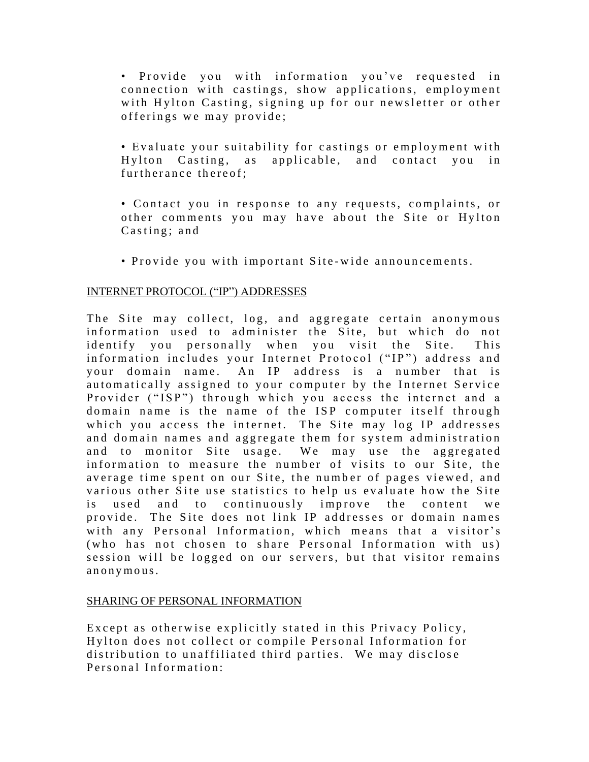- Provide you with information you've requested in connection with castings, show applications, employment with Hylton Casting, signing up for our newsletter or other offerings we may provide;

- Evaluate your suitability for castings or employment with Hylton Casting, as applicable, and contact you in furtherance thereof;

- Contact you in response to any requests, complaints, or other comments you may have about the Site or Hylton Casting; and

- Provide you with important Site-wide announcements.

<u>INTERNET PROTOCOL ("IP") ADDRESSES</u>

The Site may collect, log, and aggregate certain anonymous information used to administer the Site, but which do not identify you personally when you visit the Site. This information includes your Internet Protocol ("IP") address and your domain name. An IP address is a number that is automatically assigned to your computer by the Internet Service Provider ("ISP") through which you access the internet and a domain name is the name of the ISP computer itself through which you access the internet. The Site may log IP addresses and domain names and aggregate them for system administration and to monitor Site usage. We may use the aggregated information to measure the number of visits to our Site, the average time spent on our Site, the number of pages viewed, and various other Site use statistics to help us evaluate how the Site is used and to continuously improve the content we provide. The Site does not link IP addresses or domain names with any Personal Information, which means that a visitor's (who has not chosen to share Personal Information with us) session will be logged on our servers, but that visitor remains anonymous.

<u>SHARING OF PERSONAL INFORMATION</u>

Except as otherwise explicitly stated in this Privacy Policy, Hylton does not collect or compile Personal Information for distribution to unaffiliated third parties. We may disclose Personal Information: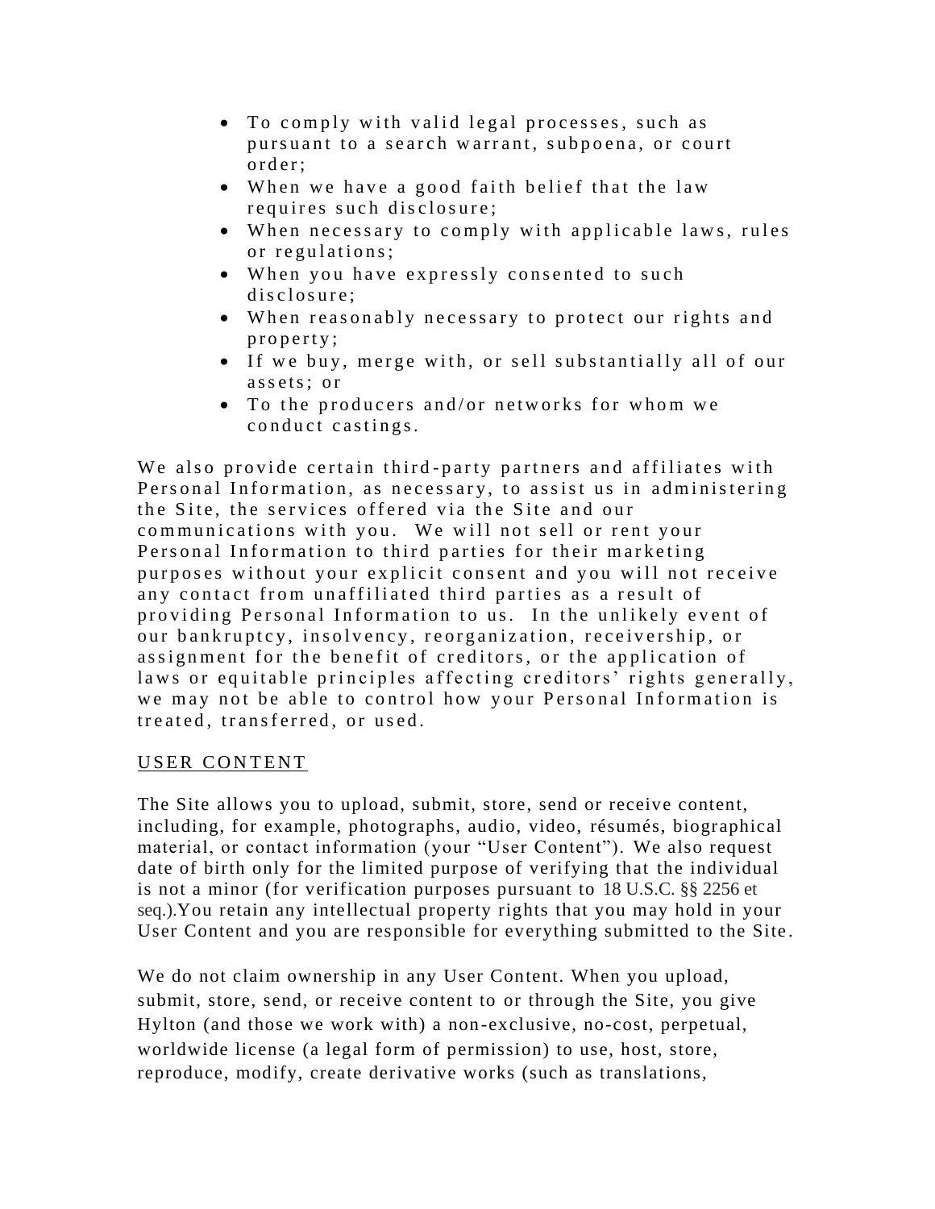- To comply with valid legal processes, such as pursuant to a search warrant, subpoena, or court order;
- When we have a good faith belief that the law requires such disclosure;
- When necessary to comply with applicable laws, rules or regulations;
- When you have expressly consented to such disclosure;
- When reasonably necessary to protect our rights and property;
- If we buy, merge with, or sell substantially all of our assets; or
- To the producers and/or networks for whom we conduct castings.

We also provide certain third-party partners and affiliates with Personal Information, as necessary, to assist us in administering the Site, the services offered via the Site and our communications with you. We will not sell or rent your Personal Information to third parties for their marketing purposes without your explicit consent and you will not receive any contact from unaffiliated third parties as a result of providing Personal Information to us. In the unlikely event of our bankruptcy, insolvency, reorganization, receivership, or assignment for the benefit of creditors, or the application of laws or equitable principles affecting creditors' rights generally, we may not be able to control how your Personal Information is treated, transferred, or used.

<u>USER CONTENT</u>

The Site allows you to upload, submit, store, send or receive content, including, for example, photographs, audio, video, résumés, biographical material, or contact information (your "User Content"). We also request date of birth only for the limited purpose of verifying that the individual is not a minor (for verification purposes pursuant to 18 U.S.C. §§ 2256 et seq.).You retain any intellectual property rights that you may hold in your User Content and you are responsible for everything submitted to the Site.

We do not claim ownership in any User Content. When you upload, submit, store, send, or receive content to or through the Site, you give Hylton (and those we work with) a non-exclusive, no-cost, perpetual, worldwide license (a legal form of permission) to use, host, store, reproduce, modify, create derivative works (such as translations,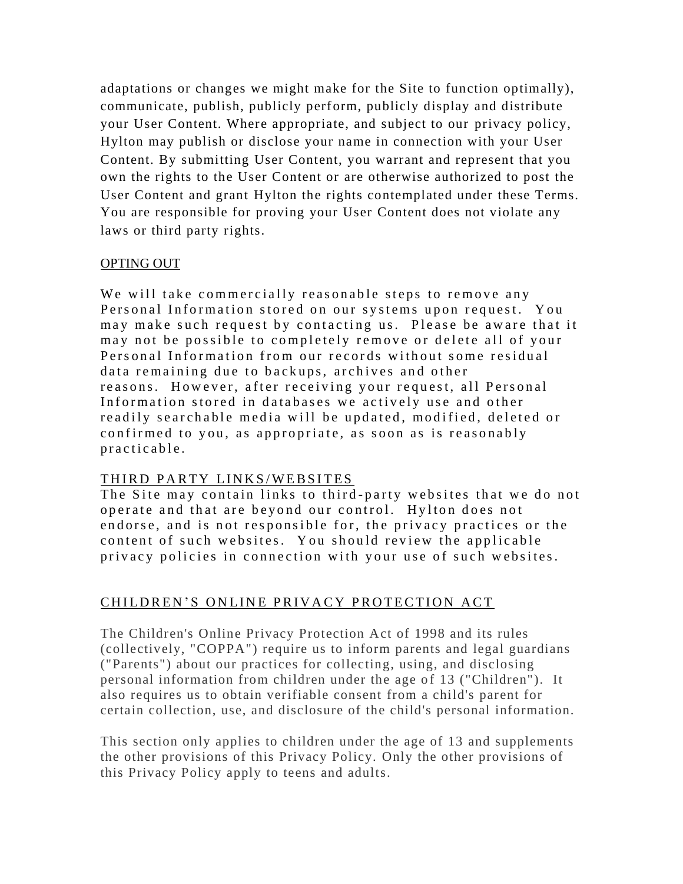adaptations or changes we might make for the Site to function optimally), communicate, publish, publicly perform, publicly display and distribute your User Content. Where appropriate, and subject to our privacy policy, Hylton may publish or disclose your name in connection with your User Content. By submitting User Content, you warrant and represent that you own the rights to the User Content or are otherwise authorized to post the User Content and grant Hylton the rights contemplated under these Terms. You are responsible for proving your User Content does not violate any laws or third party rights.

## OPTING OUT

We will take commercially reasonable steps to remove any Personal Information stored on our systems upon request. You may make such request by contacting us. Please be aware that it may not be possible to completely remove or delete all of your Personal Information from our records without some residual data remaining due to backups, archives and other reasons. However, after receiving your request, all Personal Information stored in databases we actively use and other readily searchable media will be updated, modified, deleted or confirmed to you, as appropriate, as soon as is reasonably practicable.

## THIRD PARTY LINKS/WEBSITES

The Site may contain links to third-party websites that we do not operate and that are beyond our control. Hylton does not endorse, and is not responsible for, the privacy practices or the content of such websites. You should review the applicable privacy policies in connection with your use of such websites.

## CHILDREN'S ONLINE PRIVACY PROTECTION ACT

The Children's Online Privacy Protection Act of 1998 and its rules (collectively, "COPPA") require us to inform parents and legal guardians ("Parents") about our practices for collecting, using, and disclosing personal information from children under the age of 13 ("Children"). It also requires us to obtain verifiable consent from a child's parent for certain collection, use, and disclosure of the child's personal information.

This section only applies to children under the age of 13 and supplements the other provisions of this Privacy Policy. Only the other provisions of this Privacy Policy apply to teens and adults.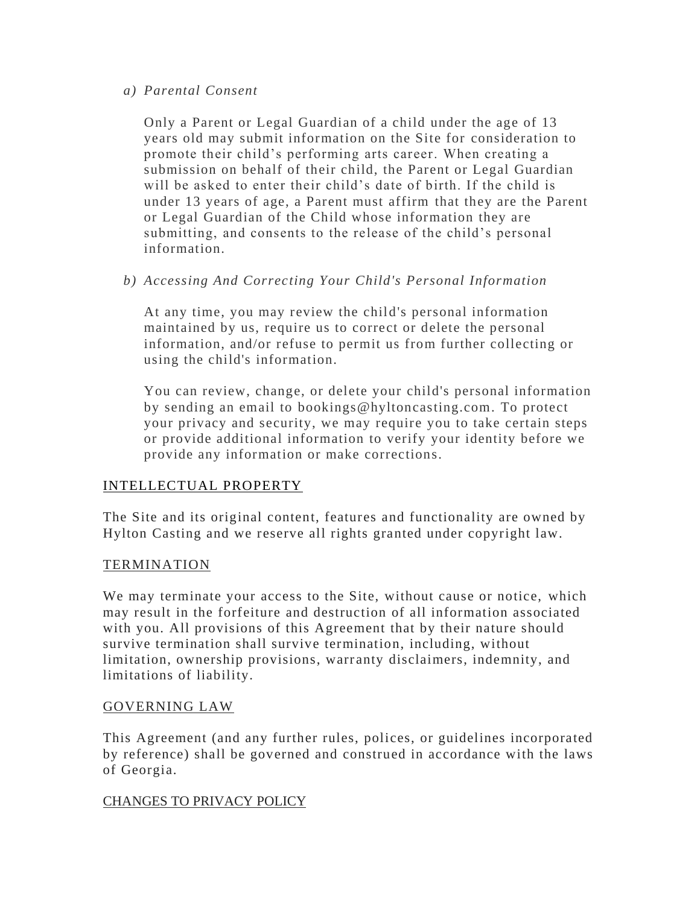*a) Parental Consent*

Only a Parent or Legal Guardian of a child under the age of 13 years old may submit information on the Site for consideration to promote their child's performing arts career. When creating a submission on behalf of their child, the Parent or Legal Guardian will be asked to enter their child's date of birth. If the child is under 13 years of age, a Parent must affirm that they are the Parent or Legal Guardian of the Child whose information they are submitting, and consents to the release of the child's personal information.

*b) Accessing And Correcting Your Child's Personal Information*

At any time, you may review the child's personal information maintained by us, require us to correct or delete the personal information, and/or refuse to permit us from further collecting or using the child's information.

You can review, change, or delete your child's personal information by sending an email to bookings@hyltoncasting.com. To protect your privacy and security, we may require you to take certain steps or provide additional information to verify your identity before we provide any information or make corrections.

## INTELLECTUAL PROPERTY

The Site and its original content, features and functionality are owned by Hylton Casting and we reserve all rights granted under copyright law.

## TERMINATION

We may terminate your access to the Site, without cause or notice, which may result in the forfeiture and destruction of all information associated with you. All provisions of this Agreement that by their nature should survive termination shall survive termination, including, without limitation, ownership provisions, warranty disclaimers, indemnity, and limitations of liability.

## GOVERNING LAW

This Agreement (and any further rules, polices, or guidelines incorporated by reference) shall be governed and construed in accordance with the laws of Georgia.

## CHANGES TO PRIVACY POLICY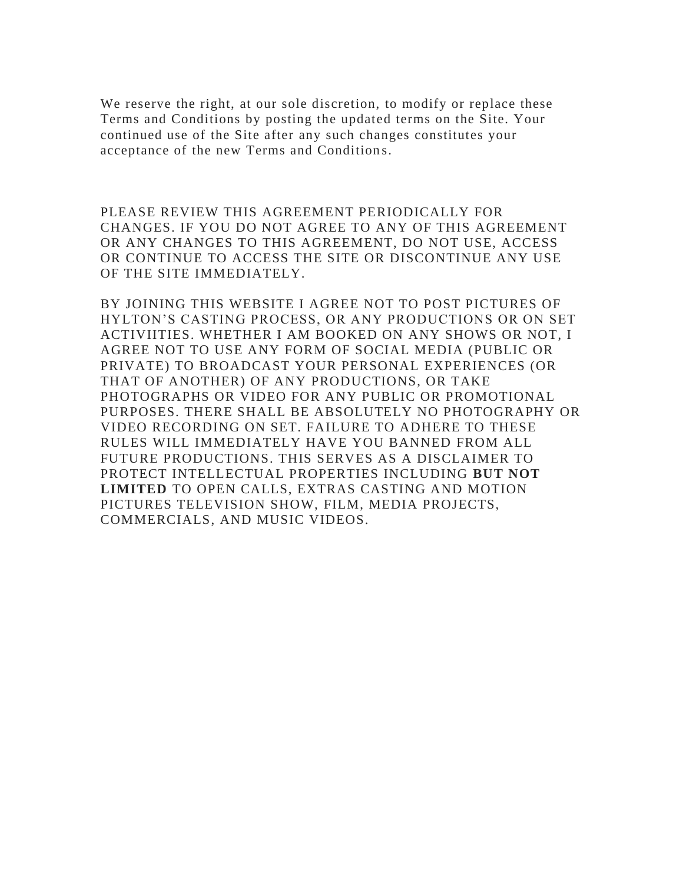We reserve the right, at our sole discretion, to modify or replace these Terms and Conditions by posting the updated terms on the Site. Your continued use of the Site after any such changes constitutes your acceptance of the new Terms and Conditions.

PLEASE REVIEW THIS AGREEMENT PERIODICALLY FOR CHANGES. IF YOU DO NOT AGREE TO ANY OF THIS AGREEMENT OR ANY CHANGES TO THIS AGREEMENT, DO NOT USE, ACCESS OR CONTINUE TO ACCESS THE SITE OR DISCONTINUE ANY USE OF THE SITE IMMEDIATELY.

BY JOINING THIS WEBSITE I AGREE NOT TO POST PICTURES OF HYLTON'S CASTING PROCESS, OR ANY PRODUCTIONS OR ON SET ACTIVIITIES. WHETHER I AM BOOKED ON ANY SHOWS OR NOT, I AGREE NOT TO USE ANY FORM OF SOCIAL MEDIA (PUBLIC OR PRIVATE) TO BROADCAST YOUR PERSONAL EXPERIENCES (OR THAT OF ANOTHER) OF ANY PRODUCTIONS, OR TAKE PHOTOGRAPHS OR VIDEO FOR ANY PUBLIC OR PROMOTIONAL PURPOSES. THERE SHALL BE ABSOLUTELY NO PHOTOGRAPHY OR VIDEO RECORDING ON SET. FAILURE TO ADHERE TO THESE RULES WILL IMMEDIATELY HAVE YOU BANNED FROM ALL FUTURE PRODUCTIONS. THIS SERVES AS A DISCLAIMER TO PROTECT INTELLECTUAL PROPERTIES INCLUDING **BUT NOT LIMITED** TO OPEN CALLS, EXTRAS CASTING AND MOTION PICTURES TELEVISION SHOW, FILM, MEDIA PROJECTS, COMMERCIALS, AND MUSIC VIDEOS.